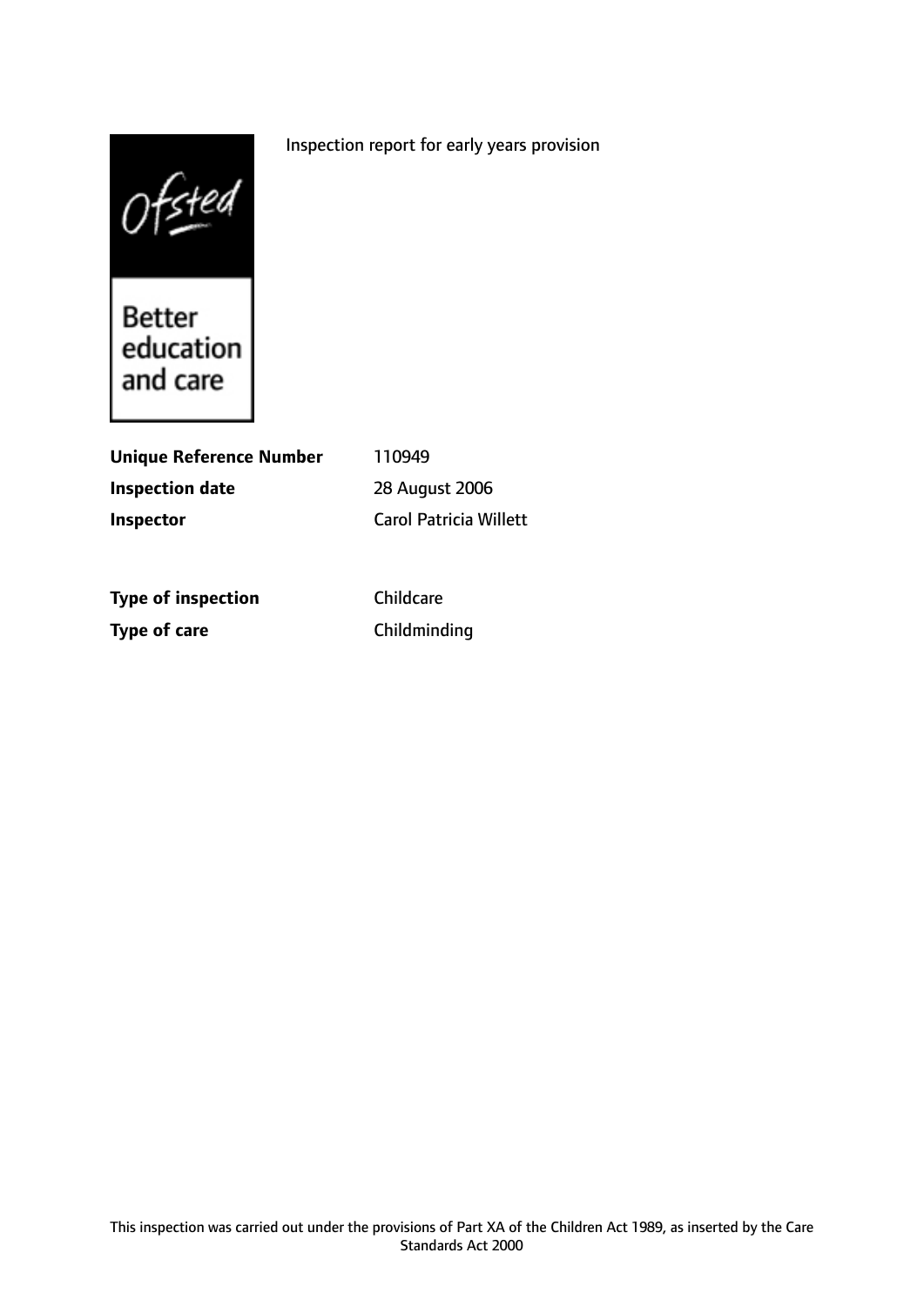Inspection report for early years provision

Ofsted

Better education and care

| | |
|---|---|
| **Unique Reference Number** | 110949 |
| **Inspection date** | 28 August 2006 |
| **Inspector** | Carol Patricia Willett |

| | |
|---|---|
| **Type of inspection** | Childcare |
| **Type of care** | Childminding |

This inspection was carried out under the provisions of Part XA of the Children Act 1989, as inserted by the Care Standards Act 2000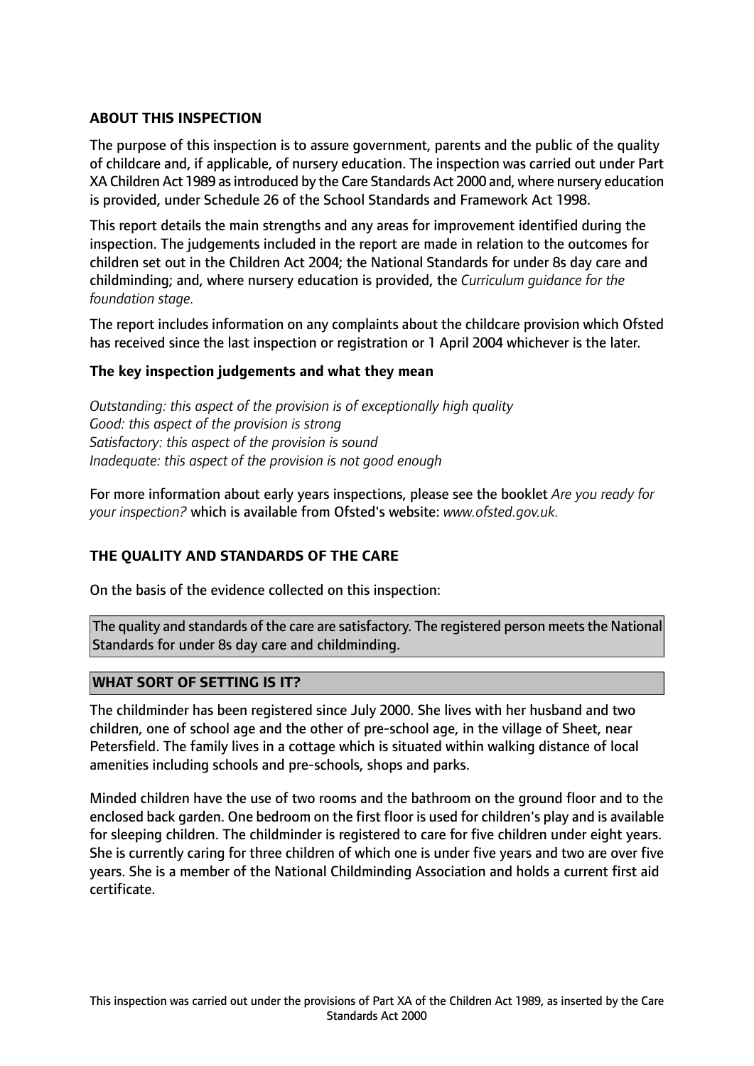## ABOUT THIS INSPECTION

The purpose of this inspection is to assure government, parents and the public of the quality of childcare and, if applicable, of nursery education. The inspection was carried out under Part XA Children Act 1989 as introduced by the Care Standards Act 2000 and, where nursery education is provided, under Schedule 26 of the School Standards and Framework Act 1998.

This report details the main strengths and any areas for improvement identified during the inspection. The judgements included in the report are made in relation to the outcomes for children set out in the Children Act 2004; the National Standards for under 8s day care and childminding; and, where nursery education is provided, the *Curriculum guidance for the foundation stage.*

The report includes information on any complaints about the childcare provision which Ofsted has received since the last inspection or registration or 1 April 2004 whichever is the later.

### The key inspection judgements and what they mean

*Outstanding: this aspect of the provision is of exceptionally high quality*
*Good: this aspect of the provision is strong*
*Satisfactory: this aspect of the provision is sound*
*Inadequate: this aspect of the provision is not good enough*

For more information about early years inspections, please see the booklet *Are you ready for your inspection?* which is available from Ofsted's website: *www.ofsted.gov.uk.*

## THE QUALITY AND STANDARDS OF THE CARE

On the basis of the evidence collected on this inspection:

The quality and standards of the care are satisfactory. The registered person meets the National Standards for under 8s day care and childminding.

## WHAT SORT OF SETTING IS IT?

The childminder has been registered since July 2000. She lives with her husband and two children, one of school age and the other of pre-school age, in the village of Sheet, near Petersfield. The family lives in a cottage which is situated within walking distance of local amenities including schools and pre-schools, shops and parks.

Minded children have the use of two rooms and the bathroom on the ground floor and to the enclosed back garden. One bedroom on the first floor is used for children's play and is available for sleeping children. The childminder is registered to care for five children under eight years. She is currently caring for three children of which one is under five years and two are over five years. She is a member of the National Childminding Association and holds a current first aid certificate.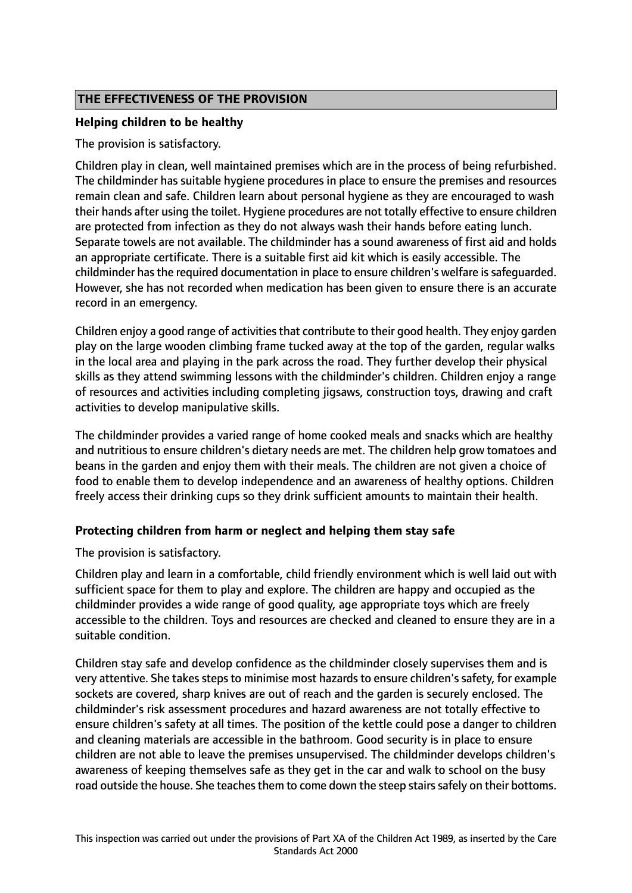## THE EFFECTIVENESS OF THE PROVISION

### Helping children to be healthy

The provision is satisfactory.

Children play in clean, well maintained premises which are in the process of being refurbished. The childminder has suitable hygiene procedures in place to ensure the premises and resources remain clean and safe. Children learn about personal hygiene as they are encouraged to wash their hands after using the toilet. Hygiene procedures are not totally effective to ensure children are protected from infection as they do not always wash their hands before eating lunch. Separate towels are not available. The childminder has a sound awareness of first aid and holds an appropriate certificate. There is a suitable first aid kit which is easily accessible. The childminder has the required documentation in place to ensure children's welfare is safeguarded. However, she has not recorded when medication has been given to ensure there is an accurate record in an emergency.

Children enjoy a good range of activities that contribute to their good health. They enjoy garden play on the large wooden climbing frame tucked away at the top of the garden, regular walks in the local area and playing in the park across the road. They further develop their physical skills as they attend swimming lessons with the childminder's children. Children enjoy a range of resources and activities including completing jigsaws, construction toys, drawing and craft activities to develop manipulative skills.

The childminder provides a varied range of home cooked meals and snacks which are healthy and nutritious to ensure children's dietary needs are met. The children help grow tomatoes and beans in the garden and enjoy them with their meals. The children are not given a choice of food to enable them to develop independence and an awareness of healthy options. Children freely access their drinking cups so they drink sufficient amounts to maintain their health.

### Protecting children from harm or neglect and helping them stay safe

The provision is satisfactory.

Children play and learn in a comfortable, child friendly environment which is well laid out with sufficient space for them to play and explore. The children are happy and occupied as the childminder provides a wide range of good quality, age appropriate toys which are freely accessible to the children. Toys and resources are checked and cleaned to ensure they are in a suitable condition.

Children stay safe and develop confidence as the childminder closely supervises them and is very attentive. She takes steps to minimise most hazards to ensure children's safety, for example sockets are covered, sharp knives are out of reach and the garden is securely enclosed. The childminder's risk assessment procedures and hazard awareness are not totally effective to ensure children's safety at all times. The position of the kettle could pose a danger to children and cleaning materials are accessible in the bathroom. Good security is in place to ensure children are not able to leave the premises unsupervised. The childminder develops children's awareness of keeping themselves safe as they get in the car and walk to school on the busy road outside the house. She teaches them to come down the steep stairs safely on their bottoms.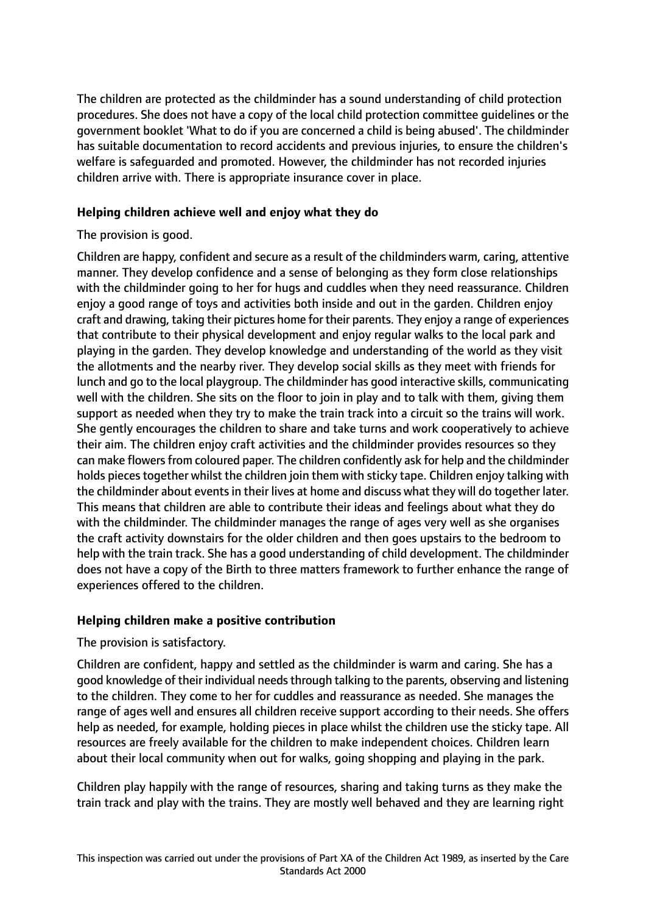The children are protected as the childminder has a sound understanding of child protection procedures. She does not have a copy of the local child protection committee guidelines or the government booklet 'What to do if you are concerned a child is being abused'. The childminder has suitable documentation to record accidents and previous injuries, to ensure the children's welfare is safeguarded and promoted. However, the childminder has not recorded injuries children arrive with. There is appropriate insurance cover in place.

## Helping children achieve well and enjoy what they do

The provision is good.

Children are happy, confident and secure as a result of the childminders warm, caring, attentive manner. They develop confidence and a sense of belonging as they form close relationships with the childminder going to her for hugs and cuddles when they need reassurance. Children enjoy a good range of toys and activities both inside and out in the garden. Children enjoy craft and drawing, taking their pictures home for their parents. They enjoy a range of experiences that contribute to their physical development and enjoy regular walks to the local park and playing in the garden. They develop knowledge and understanding of the world as they visit the allotments and the nearby river. They develop social skills as they meet with friends for lunch and go to the local playgroup. The childminder has good interactive skills, communicating well with the children. She sits on the floor to join in play and to talk with them, giving them support as needed when they try to make the train track into a circuit so the trains will work. She gently encourages the children to share and take turns and work cooperatively to achieve their aim. The children enjoy craft activities and the childminder provides resources so they can make flowers from coloured paper. The children confidently ask for help and the childminder holds pieces together whilst the children join them with sticky tape. Children enjoy talking with the childminder about events in their lives at home and discuss what they will do together later. This means that children are able to contribute their ideas and feelings about what they do with the childminder. The childminder manages the range of ages very well as she organises the craft activity downstairs for the older children and then goes upstairs to the bedroom to help with the train track. She has a good understanding of child development. The childminder does not have a copy of the Birth to three matters framework to further enhance the range of experiences offered to the children.

## Helping children make a positive contribution

The provision is satisfactory.

Children are confident, happy and settled as the childminder is warm and caring. She has a good knowledge of their individual needs through talking to the parents, observing and listening to the children. They come to her for cuddles and reassurance as needed. She manages the range of ages well and ensures all children receive support according to their needs. She offers help as needed, for example, holding pieces in place whilst the children use the sticky tape. All resources are freely available for the children to make independent choices. Children learn about their local community when out for walks, going shopping and playing in the park.

Children play happily with the range of resources, sharing and taking turns as they make the train track and play with the trains. They are mostly well behaved and they are learning right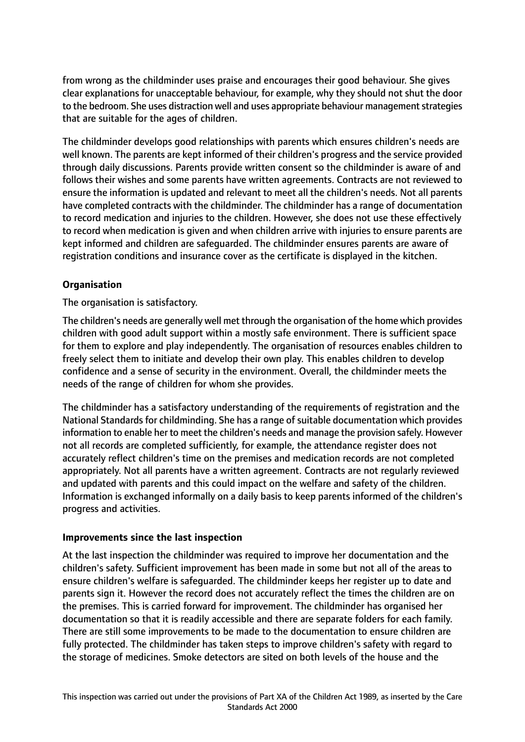from wrong as the childminder uses praise and encourages their good behaviour. She gives clear explanations for unacceptable behaviour, for example, why they should not shut the door to the bedroom. She uses distraction well and uses appropriate behaviour management strategies that are suitable for the ages of children.

The childminder develops good relationships with parents which ensures children's needs are well known. The parents are kept informed of their children's progress and the service provided through daily discussions. Parents provide written consent so the childminder is aware of and follows their wishes and some parents have written agreements. Contracts are not reviewed to ensure the information is updated and relevant to meet all the children's needs. Not all parents have completed contracts with the childminder. The childminder has a range of documentation to record medication and injuries to the children. However, she does not use these effectively to record when medication is given and when children arrive with injuries to ensure parents are kept informed and children are safeguarded. The childminder ensures parents are aware of registration conditions and insurance cover as the certificate is displayed in the kitchen.

**Organisation**

The organisation is satisfactory.

The children's needs are generally well met through the organisation of the home which provides children with good adult support within a mostly safe environment. There is sufficient space for them to explore and play independently. The organisation of resources enables children to freely select them to initiate and develop their own play. This enables children to develop confidence and a sense of security in the environment. Overall, the childminder meets the needs of the range of children for whom she provides.

The childminder has a satisfactory understanding of the requirements of registration and the National Standards for childminding. She has a range of suitable documentation which provides information to enable her to meet the children's needs and manage the provision safely. However not all records are completed sufficiently, for example, the attendance register does not accurately reflect children's time on the premises and medication records are not completed appropriately. Not all parents have a written agreement. Contracts are not regularly reviewed and updated with parents and this could impact on the welfare and safety of the children. Information is exchanged informally on a daily basis to keep parents informed of the children's progress and activities.

**Improvements since the last inspection**

At the last inspection the childminder was required to improve her documentation and the children's safety. Sufficient improvement has been made in some but not all of the areas to ensure children's welfare is safeguarded. The childminder keeps her register up to date and parents sign it. However the record does not accurately reflect the times the children are on the premises. This is carried forward for improvement. The childminder has organised her documentation so that it is readily accessible and there are separate folders for each family. There are still some improvements to be made to the documentation to ensure children are fully protected. The childminder has taken steps to improve children's safety with regard to the storage of medicines. Smoke detectors are sited on both levels of the house and the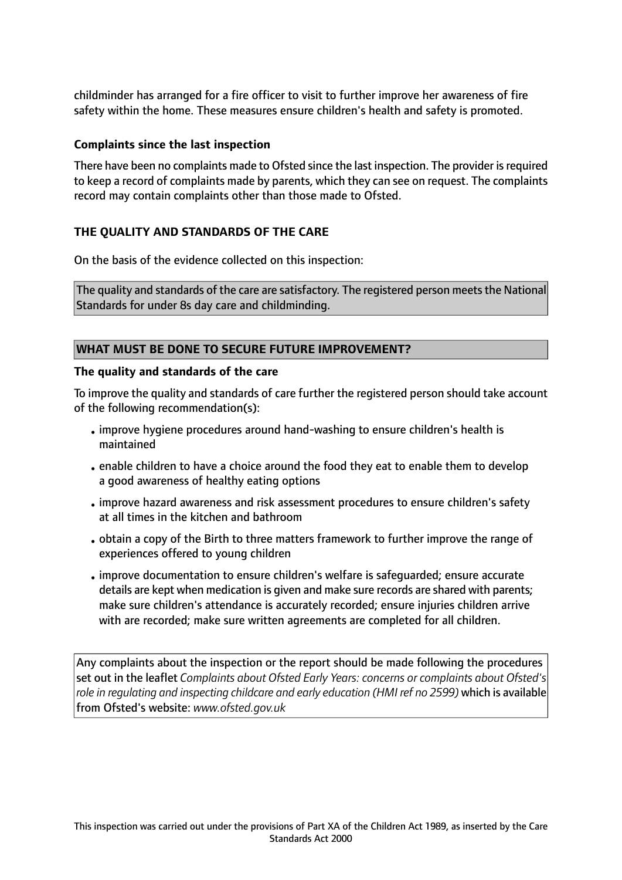childminder has arranged for a fire officer to visit to further improve her awareness of fire safety within the home. These measures ensure children's health and safety is promoted.

**Complaints since the last inspection**

There have been no complaints made to Ofsted since the last inspection. The provider is required to keep a record of complaints made by parents, which they can see on request. The complaints record may contain complaints other than those made to Ofsted.

## THE QUALITY AND STANDARDS OF THE CARE

On the basis of the evidence collected on this inspection:

The quality and standards of the care are satisfactory. The registered person meets the National Standards for under 8s day care and childminding.

## WHAT MUST BE DONE TO SECURE FUTURE IMPROVEMENT?

**The quality and standards of the care**

To improve the quality and standards of care further the registered person should take account of the following recommendation(s):

- improve hygiene procedures around hand-washing to ensure children's health is maintained
- enable children to have a choice around the food they eat to enable them to develop a good awareness of healthy eating options
- improve hazard awareness and risk assessment procedures to ensure children's safety at all times in the kitchen and bathroom
- obtain a copy of the Birth to three matters framework to further improve the range of experiences offered to young children
- improve documentation to ensure children's welfare is safeguarded; ensure accurate details are kept when medication is given and make sure records are shared with parents; make sure children's attendance is accurately recorded; ensure injuries children arrive with are recorded; make sure written agreements are completed for all children.

Any complaints about the inspection or the report should be made following the procedures set out in the leaflet *Complaints about Ofsted Early Years: concerns or complaints about Ofsted's role in regulating and inspecting childcare and early education (HMI ref no 2599)* which is available from Ofsted's website: *www.ofsted.gov.uk*

This inspection was carried out under the provisions of Part XA of the Children Act 1989, as inserted by the Care Standards Act 2000